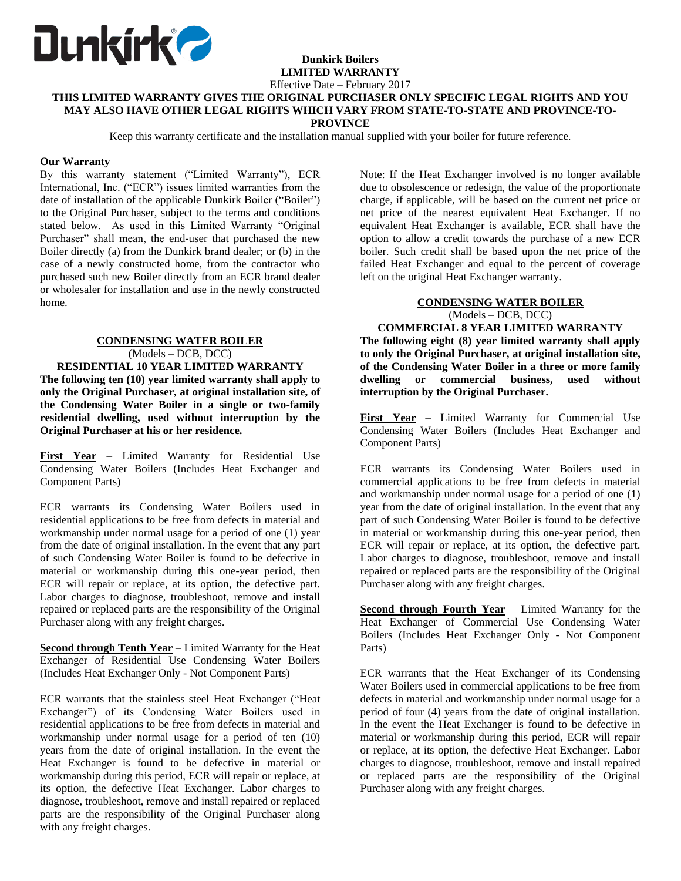**Dunkirk Boilers**
**LIMITED WARRANTY**
Effective Date – February 2017

**THIS LIMITED WARRANTY GIVES THE ORIGINAL PURCHASER ONLY SPECIFIC LEGAL RIGHTS AND YOU MAY ALSO HAVE OTHER LEGAL RIGHTS WHICH VARY FROM STATE-TO-STATE AND PROVINCE-TO-PROVINCE**

Keep this warranty certificate and the installation manual supplied with your boiler for future reference.

**Our Warranty**

By this warranty statement ("Limited Warranty"), ECR International, Inc. ("ECR") issues limited warranties from the date of installation of the applicable Dunkirk Boiler ("Boiler") to the Original Purchaser, subject to the terms and conditions stated below. As used in this Limited Warranty "Original Purchaser" shall mean, the end-user that purchased the new Boiler directly (a) from the Dunkirk brand dealer; or (b) in the case of a newly constructed home, from the contractor who purchased such new Boiler directly from an ECR brand dealer or wholesaler for installation and use in the newly constructed home.

**CONDENSING WATER BOILER**
(Models – DCB, DCC)
**RESIDENTIAL 10 YEAR LIMITED WARRANTY**

**The following ten (10) year limited warranty shall apply to only the Original Purchaser, at original installation site, of the Condensing Water Boiler in a single or two-family residential dwelling, used without interruption by the Original Purchaser at his or her residence.**

**First Year** – Limited Warranty for Residential Use Condensing Water Boilers (Includes Heat Exchanger and Component Parts)

ECR warrants its Condensing Water Boilers used in residential applications to be free from defects in material and workmanship under normal usage for a period of one (1) year from the date of original installation. In the event that any part of such Condensing Water Boiler is found to be defective in material or workmanship during this one-year period, then ECR will repair or replace, at its option, the defective part. Labor charges to diagnose, troubleshoot, remove and install repaired or replaced parts are the responsibility of the Original Purchaser along with any freight charges.

**Second through Tenth Year** – Limited Warranty for the Heat Exchanger of Residential Use Condensing Water Boilers (Includes Heat Exchanger Only - Not Component Parts)

ECR warrants that the stainless steel Heat Exchanger ("Heat Exchanger") of its Condensing Water Boilers used in residential applications to be free from defects in material and workmanship under normal usage for a period of ten (10) years from the date of original installation. In the event the Heat Exchanger is found to be defective in material or workmanship during this period, ECR will repair or replace, at its option, the defective Heat Exchanger. Labor charges to diagnose, troubleshoot, remove and install repaired or replaced parts are the responsibility of the Original Purchaser along with any freight charges.

Note: If the Heat Exchanger involved is no longer available due to obsolescence or redesign, the value of the proportionate charge, if applicable, will be based on the current net price or net price of the nearest equivalent Heat Exchanger. If no equivalent Heat Exchanger is available, ECR shall have the option to allow a credit towards the purchase of a new ECR boiler. Such credit shall be based upon the net price of the failed Heat Exchanger and equal to the percent of coverage left on the original Heat Exchanger warranty.

**CONDENSING WATER BOILER**
(Models – DCB, DCC)
**COMMERCIAL 8 YEAR LIMITED WARRANTY**

**The following eight (8) year limited warranty shall apply to only the Original Purchaser, at original installation site, of the Condensing Water Boiler in a three or more family dwelling or commercial business, used without interruption by the Original Purchaser.**

**First Year** – Limited Warranty for Commercial Use Condensing Water Boilers (Includes Heat Exchanger and Component Parts)

ECR warrants its Condensing Water Boilers used in commercial applications to be free from defects in material and workmanship under normal usage for a period of one (1) year from the date of original installation. In the event that any part of such Condensing Water Boiler is found to be defective in material or workmanship during this one-year period, then ECR will repair or replace, at its option, the defective part. Labor charges to diagnose, troubleshoot, remove and install repaired or replaced parts are the responsibility of the Original Purchaser along with any freight charges.

**Second through Fourth Year** – Limited Warranty for the Heat Exchanger of Commercial Use Condensing Water Boilers (Includes Heat Exchanger Only - Not Component Parts)

ECR warrants that the Heat Exchanger of its Condensing Water Boilers used in commercial applications to be free from defects in material and workmanship under normal usage for a period of four (4) years from the date of original installation. In the event the Heat Exchanger is found to be defective in material or workmanship during this period, ECR will repair or replace, at its option, the defective Heat Exchanger. Labor charges to diagnose, troubleshoot, remove and install repaired or replaced parts are the responsibility of the Original Purchaser along with any freight charges.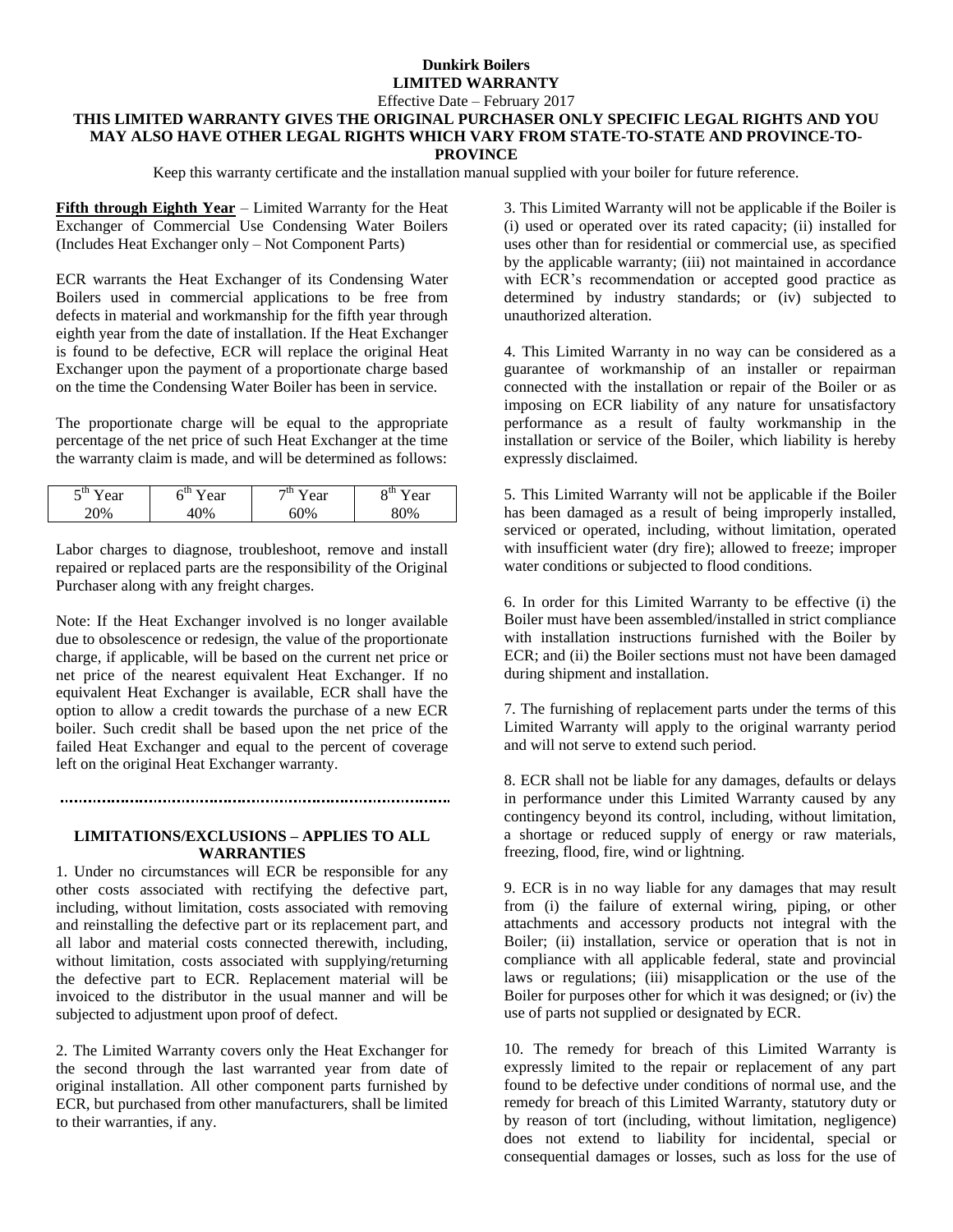# Dunkirk Boilers
## LIMITED WARRANTY

Effective Date – February 2017

**THIS LIMITED WARRANTY GIVES THE ORIGINAL PURCHASER ONLY SPECIFIC LEGAL RIGHTS AND YOU MAY ALSO HAVE OTHER LEGAL RIGHTS WHICH VARY FROM STATE-TO-STATE AND PROVINCE-TO-PROVINCE**

Keep this warranty certificate and the installation manual supplied with your boiler for future reference.

**Fifth through Eighth Year** – Limited Warranty for the Heat Exchanger of Commercial Use Condensing Water Boilers (Includes Heat Exchanger only – Not Component Parts)

ECR warrants the Heat Exchanger of its Condensing Water Boilers used in commercial applications to be free from defects in material and workmanship for the fifth year through eighth year from the date of installation. If the Heat Exchanger is found to be defective, ECR will replace the original Heat Exchanger upon the payment of a proportionate charge based on the time the Condensing Water Boiler has been in service.

The proportionate charge will be equal to the appropriate percentage of the net price of such Heat Exchanger at the time the warranty claim is made, and will be determined as follows:

| $5^{th}$ Year | $6^{th}$ Year | $7^{th}$ Year | $8^{th}$ Year |
|---|---|---|---|
| 20% | 40% | 60% | 80% |

Labor charges to diagnose, troubleshoot, remove and install repaired or replaced parts are the responsibility of the Original Purchaser along with any freight charges.

Note: If the Heat Exchanger involved is no longer available due to obsolescence or redesign, the value of the proportionate charge, if applicable, will be based on the current net price or net price of the nearest equivalent Heat Exchanger. If no equivalent Heat Exchanger is available, ECR shall have the option to allow a credit towards the purchase of a new ECR boiler. Such credit shall be based upon the net price of the failed Heat Exchanger and equal to the percent of coverage left on the original Heat Exchanger warranty.

---

### LIMITATIONS/EXCLUSIONS – APPLIES TO ALL WARRANTIES

1. Under no circumstances will ECR be responsible for any other costs associated with rectifying the defective part, including, without limitation, costs associated with removing and reinstalling the defective part or its replacement part, and all labor and material costs connected therewith, including, without limitation, costs associated with supplying/returning the defective part to ECR. Replacement material will be invoiced to the distributor in the usual manner and will be subjected to adjustment upon proof of defect.

2. The Limited Warranty covers only the Heat Exchanger for the second through the last warranted year from date of original installation. All other component parts furnished by ECR, but purchased from other manufacturers, shall be limited to their warranties, if any.

3. This Limited Warranty will not be applicable if the Boiler is (i) used or operated over its rated capacity; (ii) installed for uses other than for residential or commercial use, as specified by the applicable warranty; (iii) not maintained in accordance with ECR's recommendation or accepted good practice as determined by industry standards; or (iv) subjected to unauthorized alteration.

4. This Limited Warranty in no way can be considered as a guarantee of workmanship of an installer or repairman connected with the installation or repair of the Boiler or as imposing on ECR liability of any nature for unsatisfactory performance as a result of faulty workmanship in the installation or service of the Boiler, which liability is hereby expressly disclaimed.

5. This Limited Warranty will not be applicable if the Boiler has been damaged as a result of being improperly installed, serviced or operated, including, without limitation, operated with insufficient water (dry fire); allowed to freeze; improper water conditions or subjected to flood conditions.

6. In order for this Limited Warranty to be effective (i) the Boiler must have been assembled/installed in strict compliance with installation instructions furnished with the Boiler by ECR; and (ii) the Boiler sections must not have been damaged during shipment and installation.

7. The furnishing of replacement parts under the terms of this Limited Warranty will apply to the original warranty period and will not serve to extend such period.

8. ECR shall not be liable for any damages, defaults or delays in performance under this Limited Warranty caused by any contingency beyond its control, including, without limitation, a shortage or reduced supply of energy or raw materials, freezing, flood, fire, wind or lightning.

9. ECR is in no way liable for any damages that may result from (i) the failure of external wiring, piping, or other attachments and accessory products not integral with the Boiler; (ii) installation, service or operation that is not in compliance with all applicable federal, state and provincial laws or regulations; (iii) misapplication or the use of the Boiler for purposes other for which it was designed; or (iv) the use of parts not supplied or designated by ECR.

10. The remedy for breach of this Limited Warranty is expressly limited to the repair or replacement of any part found to be defective under conditions of normal use, and the remedy for breach of this Limited Warranty, statutory duty or by reason of tort (including, without limitation, negligence) does not extend to liability for incidental, special or consequential damages or losses, such as loss for the use of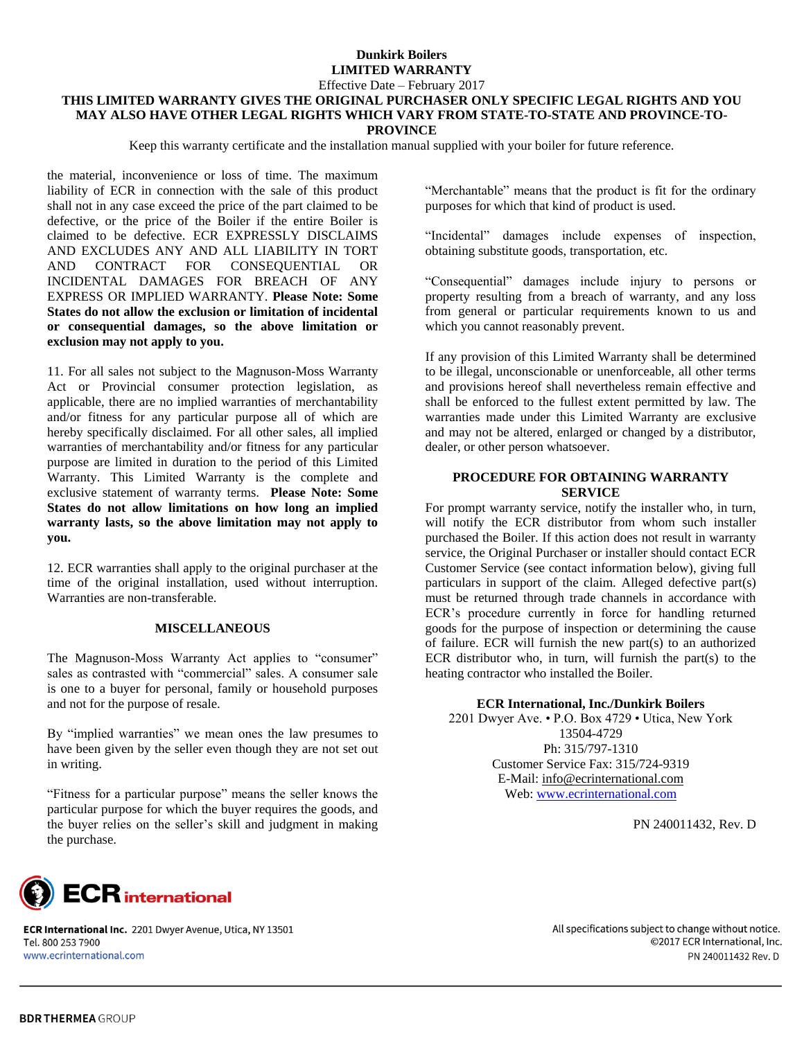**Dunkirk Boilers**
**LIMITED WARRANTY**
Effective Date – February 2017

**THIS LIMITED WARRANTY GIVES THE ORIGINAL PURCHASER ONLY SPECIFIC LEGAL RIGHTS AND YOU MAY ALSO HAVE OTHER LEGAL RIGHTS WHICH VARY FROM STATE-TO-STATE AND PROVINCE-TO-PROVINCE**

Keep this warranty certificate and the installation manual supplied with your boiler for future reference.

the material, inconvenience or loss of time. The maximum liability of ECR in connection with the sale of this product shall not in any case exceed the price of the part claimed to be defective, or the price of the Boiler if the entire Boiler is claimed to be defective. ECR EXPRESSLY DISCLAIMS AND EXCLUDES ANY AND ALL LIABILITY IN TORT AND CONTRACT FOR CONSEQUENTIAL OR INCIDENTAL DAMAGES FOR BREACH OF ANY EXPRESS OR IMPLIED WARRANTY. **Please Note: Some States do not allow the exclusion or limitation of incidental or consequential damages, so the above limitation or exclusion may not apply to you.**

11. For all sales not subject to the Magnuson-Moss Warranty Act or Provincial consumer protection legislation, as applicable, there are no implied warranties of merchantability and/or fitness for any particular purpose all of which are hereby specifically disclaimed. For all other sales, all implied warranties of merchantability and/or fitness for any particular purpose are limited in duration to the period of this Limited Warranty. This Limited Warranty is the complete and exclusive statement of warranty terms. **Please Note: Some States do not allow limitations on how long an implied warranty lasts, so the above limitation may not apply to you.**

12. ECR warranties shall apply to the original purchaser at the time of the original installation, used without interruption. Warranties are non-transferable.

## MISCELLANEOUS

The Magnuson-Moss Warranty Act applies to "consumer" sales as contrasted with "commercial" sales. A consumer sale is one to a buyer for personal, family or household purposes and not for the purpose of resale.

By "implied warranties" we mean ones the law presumes to have been given by the seller even though they are not set out in writing.

"Fitness for a particular purpose" means the seller knows the particular purpose for which the buyer requires the goods, and the buyer relies on the seller's skill and judgment in making the purchase.

"Merchantable" means that the product is fit for the ordinary purposes for which that kind of product is used.

"Incidental" damages include expenses of inspection, obtaining substitute goods, transportation, etc.

"Consequential" damages include injury to persons or property resulting from a breach of warranty, and any loss from general or particular requirements known to us and which you cannot reasonably prevent.

If any provision of this Limited Warranty shall be determined to be illegal, unconscionable or unenforceable, all other terms and provisions hereof shall nevertheless remain effective and shall be enforced to the fullest extent permitted by law. The warranties made under this Limited Warranty are exclusive and may not be altered, enlarged or changed by a distributor, dealer, or other person whatsoever.

## PROCEDURE FOR OBTAINING WARRANTY SERVICE

For prompt warranty service, notify the installer who, in turn, will notify the ECR distributor from whom such installer purchased the Boiler. If this action does not result in warranty service, the Original Purchaser or installer should contact ECR Customer Service (see contact information below), giving full particulars in support of the claim. Alleged defective part(s) must be returned through trade channels in accordance with ECR's procedure currently in force for handling returned goods for the purpose of inspection or determining the cause of failure. ECR will furnish the new part(s) to an authorized ECR distributor who, in turn, will furnish the part(s) to the heating contractor who installed the Boiler.

**ECR International, Inc./Dunkirk Boilers**
2201 Dwyer Ave. • P.O. Box 4729 • Utica, New York 13504-4729
Ph: 315/797-1310
Customer Service Fax: 315/724-9319
E-Mail: info@ecrinternational.com
Web: www.ecrinternational.com

PN 240011432, Rev. D

**ECR International Inc.** 2201 Dwyer Avenue, Utica, NY 13501
Tel. 800 253 7900
www.ecrinternational.com

All specifications subject to change without notice.
©2017 ECR International, Inc.
PN 240011432 Rev. D

BDR THERMEA GROUP